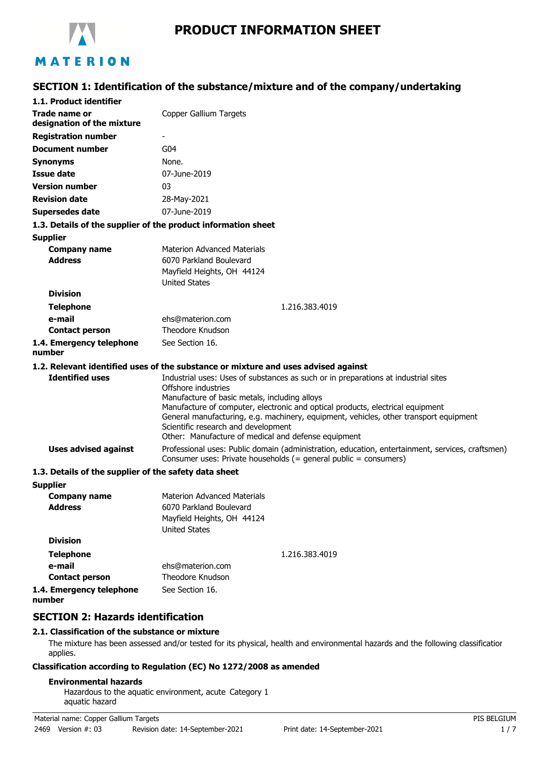# PRODUCT INFORMATION SHEET

## SECTION 1: Identification of the substance/mixture and of the company/undertaking

### 1.1. Product identifier

| | |
|---|---|
| **Trade name or designation of the mixture** | Copper Gallium Targets |
| **Registration number** | - |
| **Document number** | G04 |
| **Synonyms** | None. |
| **Issue date** | 07-June-2019 |
| **Version number** | 03 |
| **Revision date** | 28-May-2021 |
| **Supersedes date** | 07-June-2019 |

### 1.3. Details of the supplier of the product information sheet

**Supplier**

| | |
|---|---|
| **Company name** | Materion Advanced Materials |
| **Address** | 6070 Parkland Boulevard<br>Mayfield Heights, OH 44124<br>United States |
| **Division** | |
| **Telephone** | 1.216.383.4019 |
| **e-mail** | ehs@materion.com |
| **Contact person** | Theodore Knudson |
| **1.4. Emergency telephone number** | See Section 16. |

### 1.2. Relevant identified uses of the substance or mixture and uses advised against

**Identified uses**

Industrial uses: Uses of substances as such or in preparations at industrial sites
Offshore industries
Manufacture of basic metals, including alloys
Manufacture of computer, electronic and optical products, electrical equipment
General manufacturing, e.g. machinery, equipment, vehicles, other transport equipment
Scientific research and development
Other: Manufacture of medical and defense equipment

**Uses advised against**

Professional uses: Public domain (administration, education, entertainment, services, craftsmen)
Consumer uses: Private households (= general public = consumers)

### 1.3. Details of the supplier of the safety data sheet

**Supplier**

| | |
|---|---|
| **Company name** | Materion Advanced Materials |
| **Address** | 6070 Parkland Boulevard<br>Mayfield Heights, OH 44124<br>United States |
| **Division** | |
| **Telephone** | 1.216.383.4019 |
| **e-mail** | ehs@materion.com |
| **Contact person** | Theodore Knudson |
| **1.4. Emergency telephone number** | See Section 16. |

## SECTION 2: Hazards identification

### 2.1. Classification of the substance or mixture

The mixture has been assessed and/or tested for its physical, health and environmental hazards and the following classification applies.

**Classification according to Regulation (EC) No 1272/2008 as amended**

**Environmental hazards**

Hazardous to the aquatic environment, acute aquatic hazard Category 1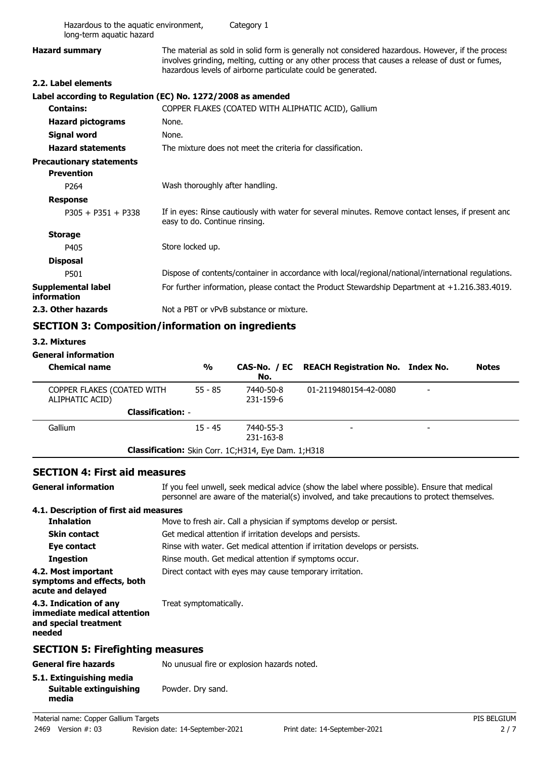Hazardous to the aquatic environment, long-term aquatic hazard — Category 1

**Hazard summary** The material as sold in solid form is generally not considered hazardous. However, if the process involves grinding, melting, cutting or any other process that causes a release of dust or fumes, hazardous levels of airborne particulate could be generated.

### 2.2. Label elements

**Label according to Regulation (EC) No. 1272/2008 as amended**

**Contains:** COPPER FLAKES (COATED WITH ALIPHATIC ACID), Gallium

**Hazard pictograms** None.

**Signal word** None.

**Hazard statements** The mixture does not meet the criteria for classification.

**Precautionary statements**

**Prevention**

P264 Wash thoroughly after handling.

**Response**

P305 + P351 + P338 If in eyes: Rinse cautiously with water for several minutes. Remove contact lenses, if present and easy to do. Continue rinsing.

**Storage**

P405 Store locked up.

**Disposal**

P501 Dispose of contents/container in accordance with local/regional/national/international regulations.

**Supplemental label information** For further information, please contact the Product Stewardship Department at +1.216.383.4019.

**2.3. Other hazards** Not a PBT or vPvB substance or mixture.

## SECTION 3: Composition/information on ingredients

### 3.2. Mixtures

**General information**

| Chemical name | % | CAS-No. / EC No. | REACH Registration No. | Index No. | Notes |
|---|---|---|---|---|---|
| COPPER FLAKES (COATED WITH ALIPHATIC ACID) | 55 - 85 | 7440-50-8 231-159-6 | 01-2119480154-42-0080 | - | |
| **Classification:** - | | | | | |
| Gallium | 15 - 45 | 7440-55-3 231-163-8 | - | - | |
| **Classification:** Skin Corr. 1C;H314, Eye Dam. 1;H318 | | | | | |

## SECTION 4: First aid measures

**General information** If you feel unwell, seek medical advice (show the label where possible). Ensure that medical personnel are aware of the material(s) involved, and take precautions to protect themselves.

### 4.1. Description of first aid measures

**Inhalation** Move to fresh air. Call a physician if symptoms develop or persist.

**Skin contact** Get medical attention if irritation develops and persists.

**Eye contact** Rinse with water. Get medical attention if irritation develops or persists.

**Ingestion** Rinse mouth. Get medical attention if symptoms occur.

**4.2. Most important symptoms and effects, both acute and delayed** Direct contact with eyes may cause temporary irritation.

**4.3. Indication of any immediate medical attention and special treatment needed** Treat symptomatically.

## SECTION 5: Firefighting measures

**General fire hazards** No unusual fire or explosion hazards noted.

**5.1. Extinguishing media**

**Suitable extinguishing media** Powder. Dry sand.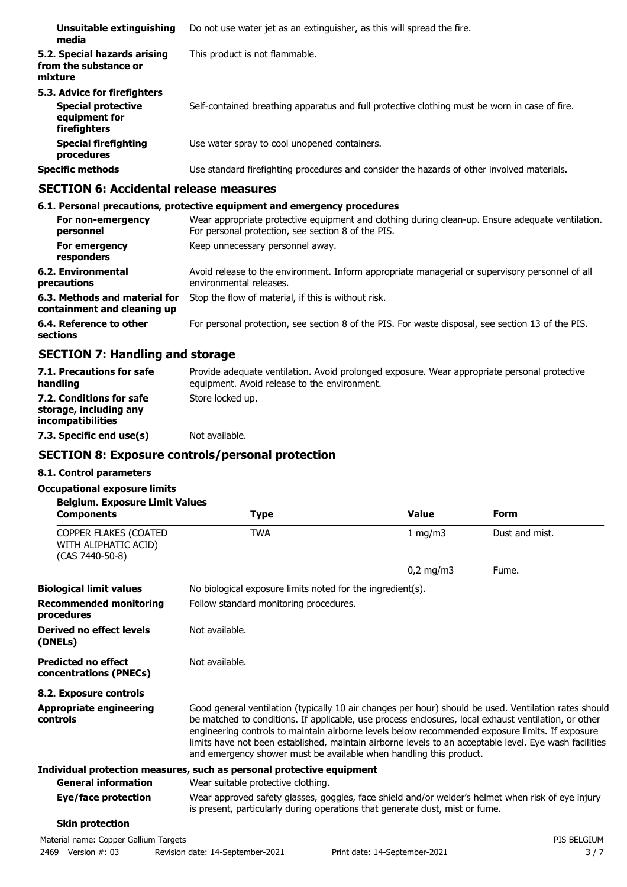| | |
|---|---|
| **Unsuitable extinguishing media** | Do not use water jet as an extinguisher, as this will spread the fire. |
| **5.2. Special hazards arising from the substance or mixture** | This product is not flammable. |
| **5.3. Advice for firefighters** | |
| **Special protective equipment for firefighters** | Self-contained breathing apparatus and full protective clothing must be worn in case of fire. |
| **Special firefighting procedures** | Use water spray to cool unopened containers. |
| **Specific methods** | Use standard firefighting procedures and consider the hazards of other involved materials. |

## SECTION 6: Accidental release measures

**6.1. Personal precautions, protective equipment and emergency procedures**

| | |
|---|---|
| **For non-emergency personnel** | Wear appropriate protective equipment and clothing during clean-up. Ensure adequate ventilation. For personal protection, see section 8 of the PIS. |
| **For emergency responders** | Keep unnecessary personnel away. |
| **6.2. Environmental precautions** | Avoid release to the environment. Inform appropriate managerial or supervisory personnel of all environmental releases. |
| **6.3. Methods and material for containment and cleaning up** | Stop the flow of material, if this is without risk. |
| **6.4. Reference to other sections** | For personal protection, see section 8 of the PIS. For waste disposal, see section 13 of the PIS. |

## SECTION 7: Handling and storage

| | |
|---|---|
| **7.1. Precautions for safe handling** | Provide adequate ventilation. Avoid prolonged exposure. Wear appropriate personal protective equipment. Avoid release to the environment. |
| **7.2. Conditions for safe storage, including any incompatibilities** | Store locked up. |
| **7.3. Specific end use(s)** | Not available. |

## SECTION 8: Exposure controls/personal protection

**8.1. Control parameters**

**Occupational exposure limits**

**Belgium. Exposure Limit Values**

| Components | Type | Value | Form |
|---|---|---|---|
| COPPER FLAKES (COATED WITH ALIPHATIC ACID) (CAS 7440-50-8) | TWA | 1 mg/m3 | Dust and mist. |
| | | 0,2 mg/m3 | Fume. |

| | |
|---|---|
| **Biological limit values** | No biological exposure limits noted for the ingredient(s). |
| **Recommended monitoring procedures** | Follow standard monitoring procedures. |
| **Derived no effect levels (DNELs)** | Not available. |
| **Predicted no effect concentrations (PNECs)** | Not available. |

**8.2. Exposure controls**

| | |
|---|---|
| **Appropriate engineering controls** | Good general ventilation (typically 10 air changes per hour) should be used. Ventilation rates should be matched to conditions. If applicable, use process enclosures, local exhaust ventilation, or other engineering controls to maintain airborne levels below recommended exposure limits. If exposure limits have not been established, maintain airborne levels to an acceptable level. Eye wash facilities and emergency shower must be available when handling this product. |

**Individual protection measures, such as personal protective equipment**

| | |
|---|---|
| **General information** | Wear suitable protective clothing. |
| **Eye/face protection** | Wear approved safety glasses, goggles, face shield and/or welder's helmet when risk of eye injury is present, particularly during operations that generate dust, mist or fume. |
| **Skin protection** | |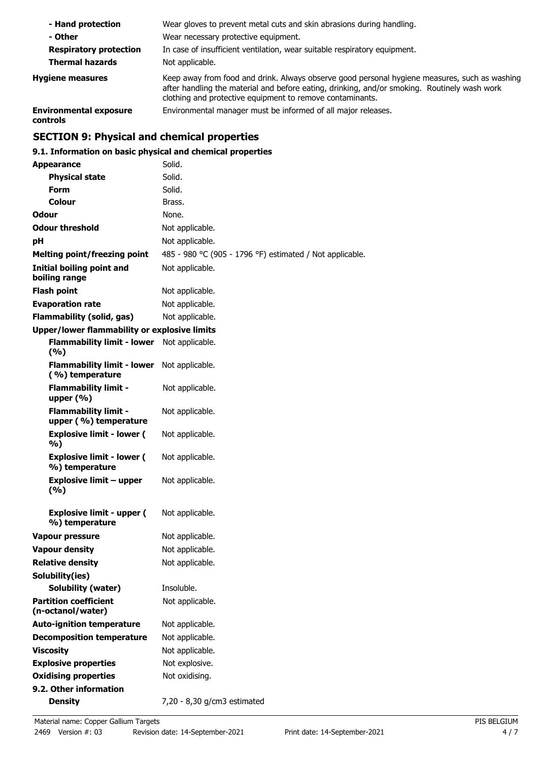| | |
|---|---|
| **- Hand protection** | Wear gloves to prevent metal cuts and skin abrasions during handling. |
| **- Other** | Wear necessary protective equipment. |
| **Respiratory protection** | In case of insufficient ventilation, wear suitable respiratory equipment. |
| **Thermal hazards** | Not applicable. |
| **Hygiene measures** | Keep away from food and drink. Always observe good personal hygiene measures, such as washing after handling the material and before eating, drinking, and/or smoking. Routinely wash work clothing and protective equipment to remove contaminants. |
| **Environmental exposure controls** | Environmental manager must be informed of all major releases. |

## SECTION 9: Physical and chemical properties

### 9.1. Information on basic physical and chemical properties

| | |
|---|---|
| **Appearance** | Solid. |
| **Physical state** | Solid. |
| **Form** | Solid. |
| **Colour** | Brass. |
| **Odour** | None. |
| **Odour threshold** | Not applicable. |
| **pH** | Not applicable. |
| **Melting point/freezing point** | 485 - 980 °C (905 - 1796 °F) estimated / Not applicable. |
| **Initial boiling point and boiling range** | Not applicable. |
| **Flash point** | Not applicable. |
| **Evaporation rate** | Not applicable. |
| **Flammability (solid, gas)** | Not applicable. |
| **Upper/lower flammability or explosive limits** | |
| **Flammability limit - lower (%)** | Not applicable. |
| **Flammability limit - lower (%) temperature** | Not applicable. |
| **Flammability limit - upper (%)** | Not applicable. |
| **Flammability limit - upper (%) temperature** | Not applicable. |
| **Explosive limit - lower (%)** | Not applicable. |
| **Explosive limit - lower (%) temperature** | Not applicable. |
| **Explosive limit – upper (%)** | Not applicable. |
| **Explosive limit - upper (%) temperature** | Not applicable. |
| **Vapour pressure** | Not applicable. |
| **Vapour density** | Not applicable. |
| **Relative density** | Not applicable. |
| **Solubility(ies)** | |
| **Solubility (water)** | Insoluble. |
| **Partition coefficient (n-octanol/water)** | Not applicable. |
| **Auto-ignition temperature** | Not applicable. |
| **Decomposition temperature** | Not applicable. |
| **Viscosity** | Not applicable. |
| **Explosive properties** | Not explosive. |
| **Oxidising properties** | Not oxidising. |

### 9.2. Other information

| | |
|---|---|
| **Density** | 7,20 - 8,30 g/cm3 estimated |

Material name: Copper Gallium Targets
2469 Version #: 03 Revision date: 14-September-2021 Print date: 14-September-2021
PIS BELGIUM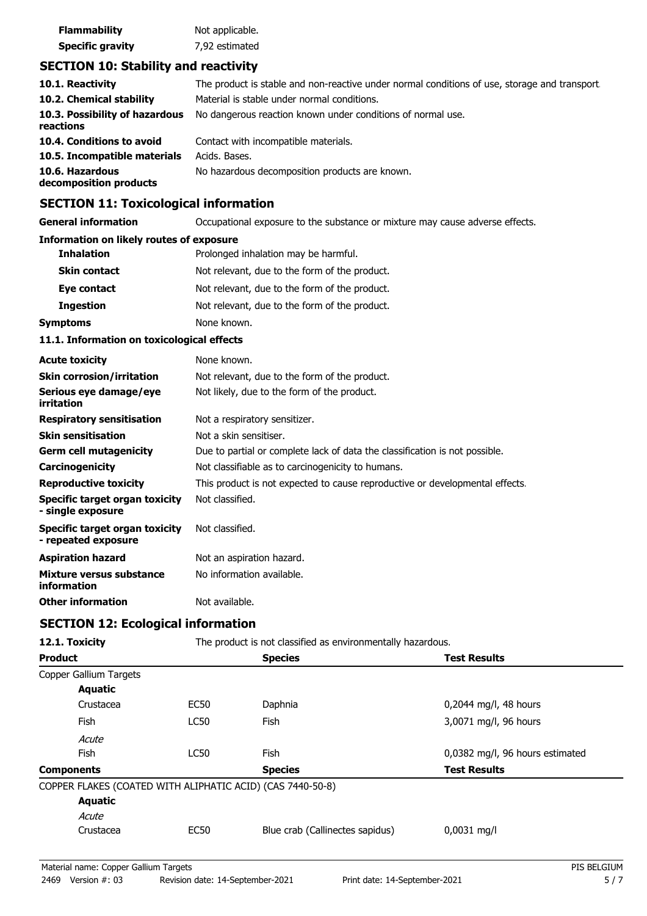| | |
|---|---|
| **Flammability** | Not applicable. |
| **Specific gravity** | 7,92 estimated |

## SECTION 10: Stability and reactivity

| | |
|---|---|
| **10.1. Reactivity** | The product is stable and non-reactive under normal conditions of use, storage and transport. |
| **10.2. Chemical stability** | Material is stable under normal conditions. |
| **10.3. Possibility of hazardous reactions** | No dangerous reaction known under conditions of normal use. |
| **10.4. Conditions to avoid** | Contact with incompatible materials. |
| **10.5. Incompatible materials** | Acids. Bases. |
| **10.6. Hazardous decomposition products** | No hazardous decomposition products are known. |

## SECTION 11: Toxicological information

| | |
|---|---|
| **General information** | Occupational exposure to the substance or mixture may cause adverse effects. |

**Information on likely routes of exposure**

| | |
|---|---|
| **Inhalation** | Prolonged inhalation may be harmful. |
| **Skin contact** | Not relevant, due to the form of the product. |
| **Eye contact** | Not relevant, due to the form of the product. |
| **Ingestion** | Not relevant, due to the form of the product. |
| **Symptoms** | None known. |

**11.1. Information on toxicological effects**

| | |
|---|---|
| **Acute toxicity** | None known. |
| **Skin corrosion/irritation** | Not relevant, due to the form of the product. |
| **Serious eye damage/eye irritation** | Not likely, due to the form of the product. |
| **Respiratory sensitisation** | Not a respiratory sensitizer. |
| **Skin sensitisation** | Not a skin sensitiser. |
| **Germ cell mutagenicity** | Due to partial or complete lack of data the classification is not possible. |
| **Carcinogenicity** | Not classifiable as to carcinogenicity to humans. |
| **Reproductive toxicity** | This product is not expected to cause reproductive or developmental effects. |
| **Specific target organ toxicity - single exposure** | Not classified. |
| **Specific target organ toxicity - repeated exposure** | Not classified. |
| **Aspiration hazard** | Not an aspiration hazard. |
| **Mixture versus substance information** | No information available. |
| **Other information** | Not available. |

## SECTION 12: Ecological information

**12.1. Toxicity** The product is not classified as environmentally hazardous.

| **Product** | | **Species** | **Test Results** |
|---|---|---|---|
| Copper Gallium Targets | | | |
| **Aquatic** | | | |
| Crustacea | EC50 | Daphnia | 0,2044 mg/l, 48 hours |
| Fish | LC50 | Fish | 3,0071 mg/l, 96 hours |
| *Acute* | | | |
| Fish | LC50 | Fish | 0,0382 mg/l, 96 hours estimated |
| **Components** | | **Species** | **Test Results** |
| COPPER FLAKES (COATED WITH ALIPHATIC ACID) (CAS 7440-50-8) | | | |
| **Aquatic** | | | |
| *Acute* | | | |
| Crustacea | EC50 | Blue crab (Callinectes sapidus) | 0,0031 mg/l |

Material name: Copper Gallium Targets
2469 Version #: 03 Revision date: 14-September-2021 Print date: 14-September-2021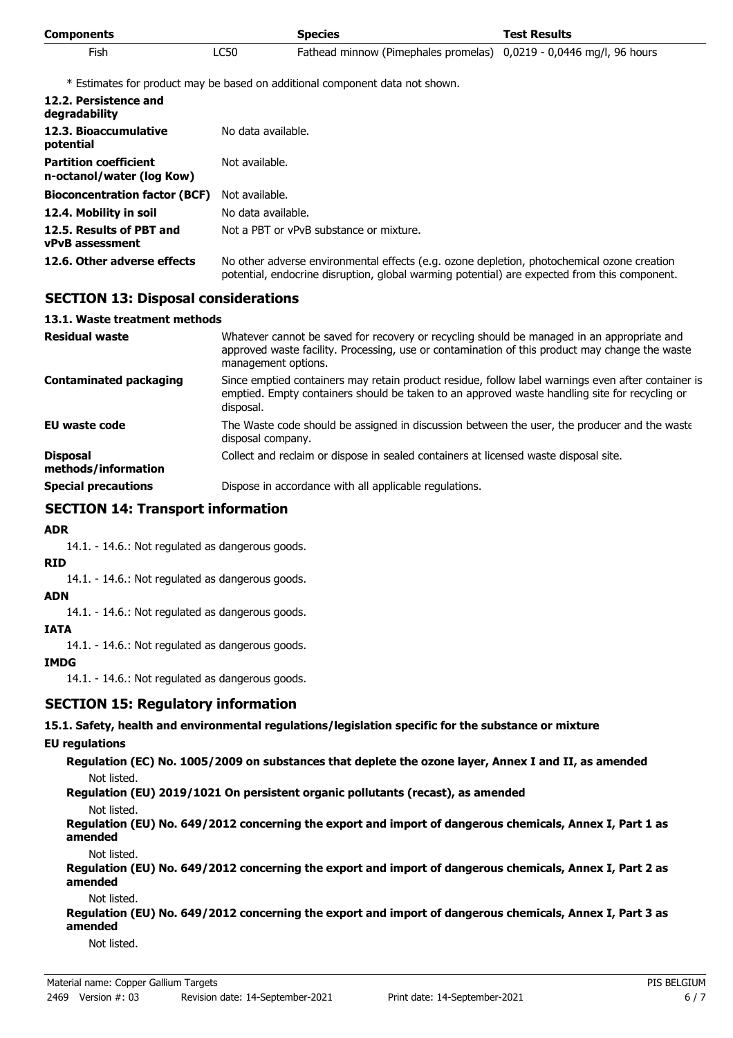| Components | | Species | Test Results |
| --- | --- | --- | --- |
| Fish | LC50 | Fathead minnow (Pimephales promelas) | 0,0219 - 0,0446 mg/l, 96 hours |

\* Estimates for product may be based on additional component data not shown.

| | |
| --- | --- |
| **12.2. Persistence and degradability** | |
| **12.3. Bioaccumulative potential** | No data available. |
| **Partition coefficient n-octanol/water (log Kow)** | Not available. |
| **Bioconcentration factor (BCF)** | Not available. |
| **12.4. Mobility in soil** | No data available. |
| **12.5. Results of PBT and vPvB assessment** | Not a PBT or vPvB substance or mixture. |
| **12.6. Other adverse effects** | No other adverse environmental effects (e.g. ozone depletion, photochemical ozone creation potential, endocrine disruption, global warming potential) are expected from this component. |

## SECTION 13: Disposal considerations

### 13.1. Waste treatment methods

| | |
| --- | --- |
| **Residual waste** | Whatever cannot be saved for recovery or recycling should be managed in an appropriate and approved waste facility. Processing, use or contamination of this product may change the waste management options. |
| **Contaminated packaging** | Since emptied containers may retain product residue, follow label warnings even after container is emptied. Empty containers should be taken to an approved waste handling site for recycling or disposal. |
| **EU waste code** | The Waste code should be assigned in discussion between the user, the producer and the waste disposal company. |
| **Disposal methods/information** | Collect and reclaim or dispose in sealed containers at licensed waste disposal site. |
| **Special precautions** | Dispose in accordance with all applicable regulations. |

## SECTION 14: Transport information

**ADR**

14.1. - 14.6.: Not regulated as dangerous goods.

**RID**

14.1. - 14.6.: Not regulated as dangerous goods.

**ADN**

14.1. - 14.6.: Not regulated as dangerous goods.

**IATA**

14.1. - 14.6.: Not regulated as dangerous goods.

**IMDG**

14.1. - 14.6.: Not regulated as dangerous goods.

## SECTION 15: Regulatory information

### 15.1. Safety, health and environmental regulations/legislation specific for the substance or mixture

**EU regulations**

**Regulation (EC) No. 1005/2009 on substances that deplete the ozone layer, Annex I and II, as amended**

Not listed.

**Regulation (EU) 2019/1021 On persistent organic pollutants (recast), as amended**

Not listed.

**Regulation (EU) No. 649/2012 concerning the export and import of dangerous chemicals, Annex I, Part 1 as amended**

Not listed.

**Regulation (EU) No. 649/2012 concerning the export and import of dangerous chemicals, Annex I, Part 2 as amended**

Not listed.

**Regulation (EU) No. 649/2012 concerning the export and import of dangerous chemicals, Annex I, Part 3 as amended**

Not listed.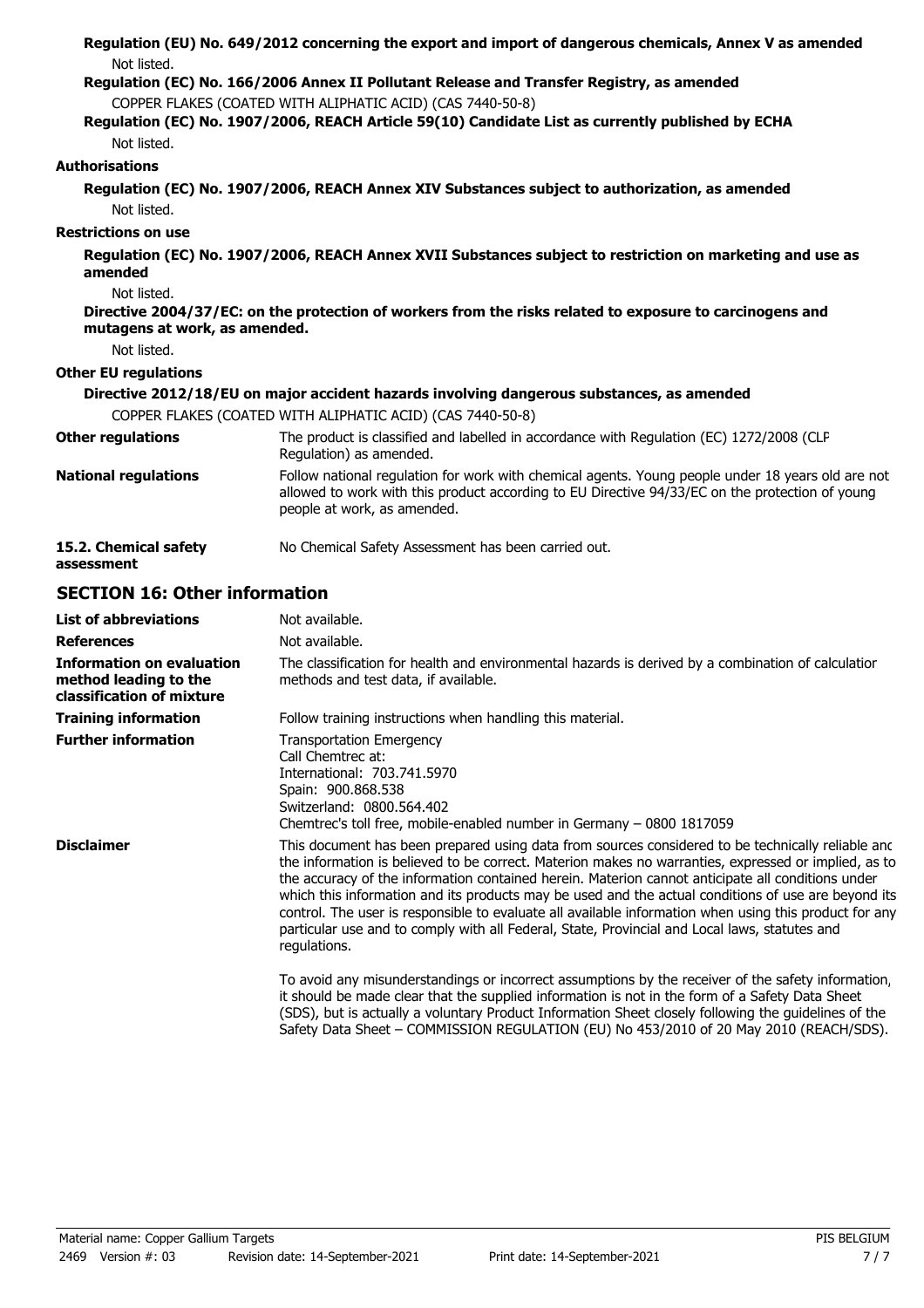**Regulation (EU) No. 649/2012 concerning the export and import of dangerous chemicals, Annex V as amended**

Not listed.

**Regulation (EC) No. 166/2006 Annex II Pollutant Release and Transfer Registry, as amended**

COPPER FLAKES (COATED WITH ALIPHATIC ACID) (CAS 7440-50-8)

**Regulation (EC) No. 1907/2006, REACH Article 59(10) Candidate List as currently published by ECHA**

Not listed.

**Authorisations**

**Regulation (EC) No. 1907/2006, REACH Annex XIV Substances subject to authorization, as amended**

Not listed.

**Restrictions on use**

**Regulation (EC) No. 1907/2006, REACH Annex XVII Substances subject to restriction on marketing and use as amended**

Not listed.

**Directive 2004/37/EC: on the protection of workers from the risks related to exposure to carcinogens and mutagens at work, as amended.**

Not listed.

**Other EU regulations**

**Directive 2012/18/EU on major accident hazards involving dangerous substances, as amended**

COPPER FLAKES (COATED WITH ALIPHATIC ACID) (CAS 7440-50-8)

**Other regulations** The product is classified and labelled in accordance with Regulation (EC) 1272/2008 (CLP Regulation) as amended.

**National regulations** Follow national regulation for work with chemical agents. Young people under 18 years old are not allowed to work with this product according to EU Directive 94/33/EC on the protection of young people at work, as amended.

**15.2. Chemical safety assessment** No Chemical Safety Assessment has been carried out.

## SECTION 16: Other information

**List of abbreviations** Not available.

**References** Not available.

**Information on evaluation method leading to the classification of mixture** The classification for health and environmental hazards is derived by a combination of calculation methods and test data, if available.

**Training information** Follow training instructions when handling this material.

**Further information** Transportation Emergency
Call Chemtrec at:
International: 703.741.5970
Spain: 900.868.538
Switzerland: 0800.564.402
Chemtrec's toll free, mobile-enabled number in Germany – 0800 1817059

**Disclaimer** This document has been prepared using data from sources considered to be technically reliable and the information is believed to be correct. Materion makes no warranties, expressed or implied, as to the accuracy of the information contained herein. Materion cannot anticipate all conditions under which this information and its products may be used and the actual conditions of use are beyond its control. The user is responsible to evaluate all available information when using this product for any particular use and to comply with all Federal, State, Provincial and Local laws, statutes and regulations.

To avoid any misunderstandings or incorrect assumptions by the receiver of the safety information, it should be made clear that the supplied information is not in the form of a Safety Data Sheet (SDS), but is actually a voluntary Product Information Sheet closely following the guidelines of the Safety Data Sheet – COMMISSION REGULATION (EU) No 453/2010 of 20 May 2010 (REACH/SDS).